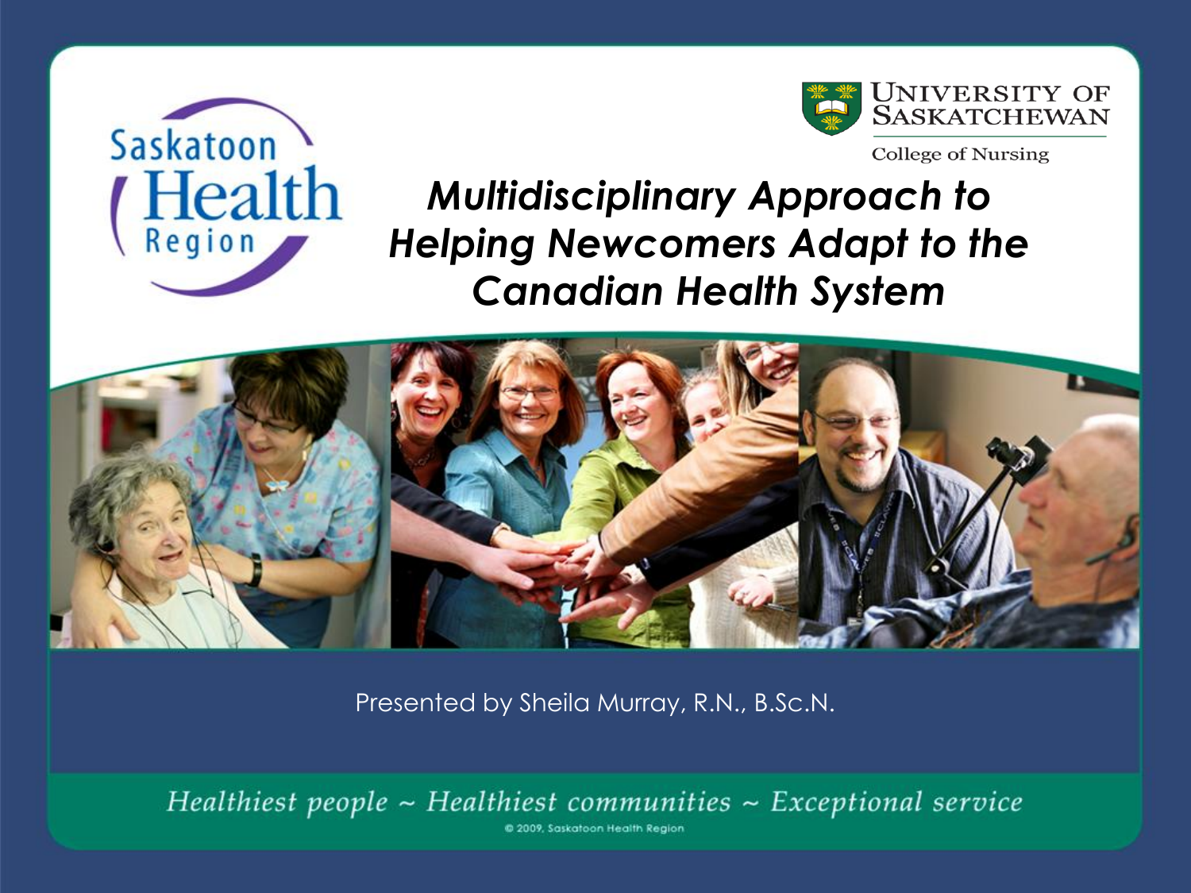Saskatoon Health Region

University of Saskatchewan
College of Nursing

# *Multidisciplinary Approach to Helping Newcomers Adapt to the Canadian Health System*

Presented by Sheila Murray, R.N., B.Sc.N.

*Healthiest people ~ Healthiest communities ~ Exceptional service*

© 2009, Saskatoon Health Region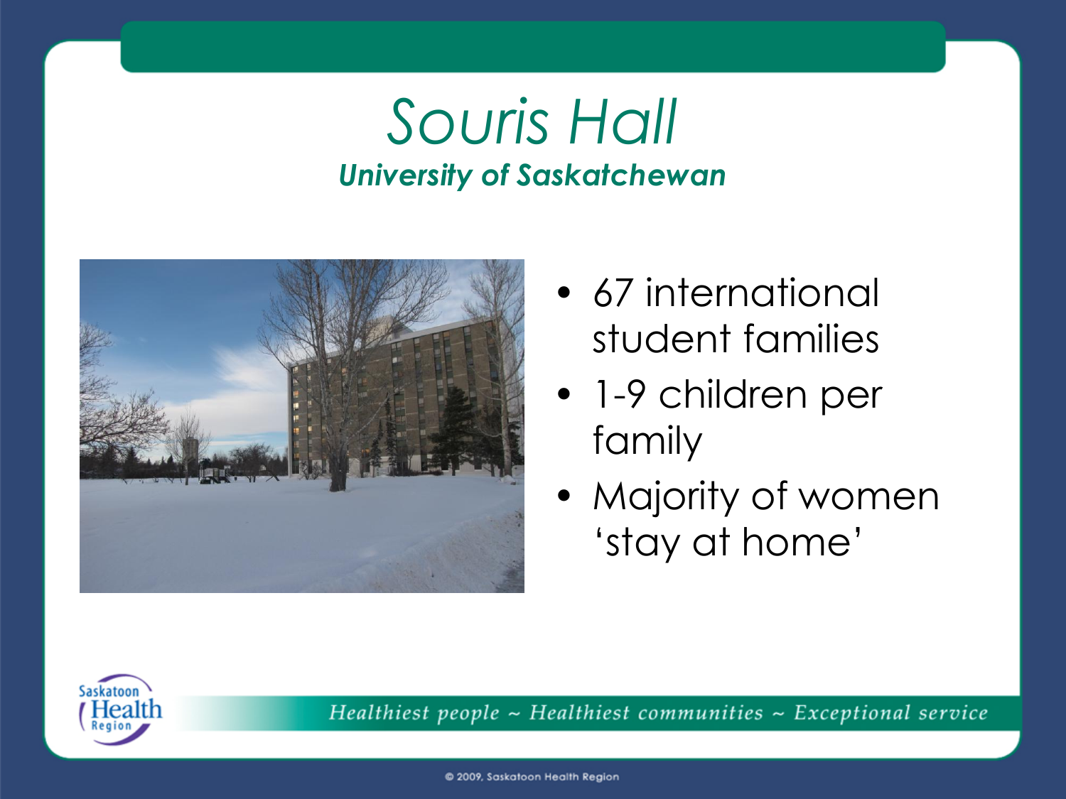# Souris Hall

***University of Saskatchewan***

- 67 international student families
- 1-9 children per family
- Majority of women 'stay at home'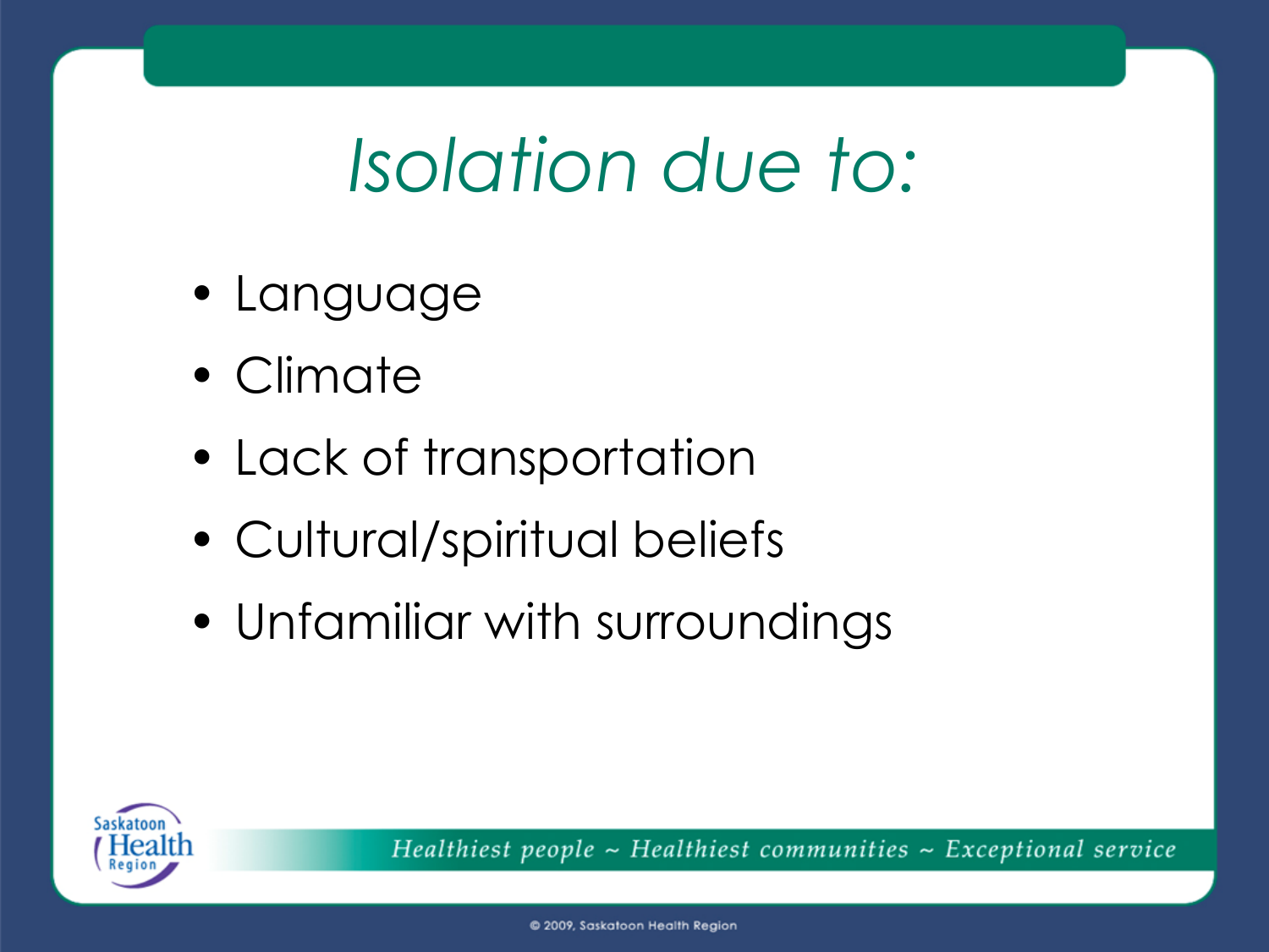# *Isolation due to:*

- Language
- Climate
- Lack of transportation
- Cultural/spiritual beliefs
- Unfamiliar with surroundings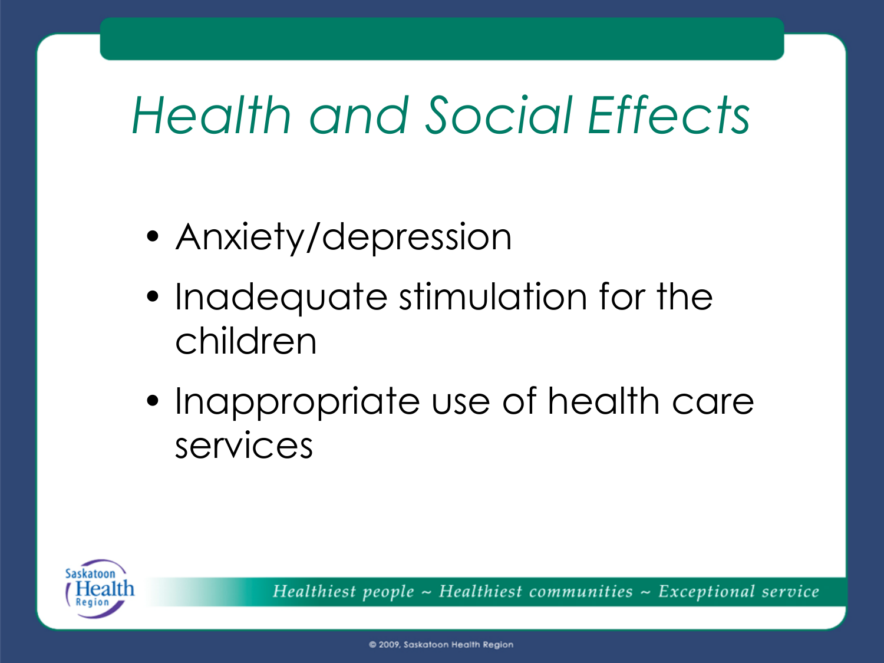# Health and Social Effects

- Anxiety/depression
- Inadequate stimulation for the children
- Inappropriate use of health care services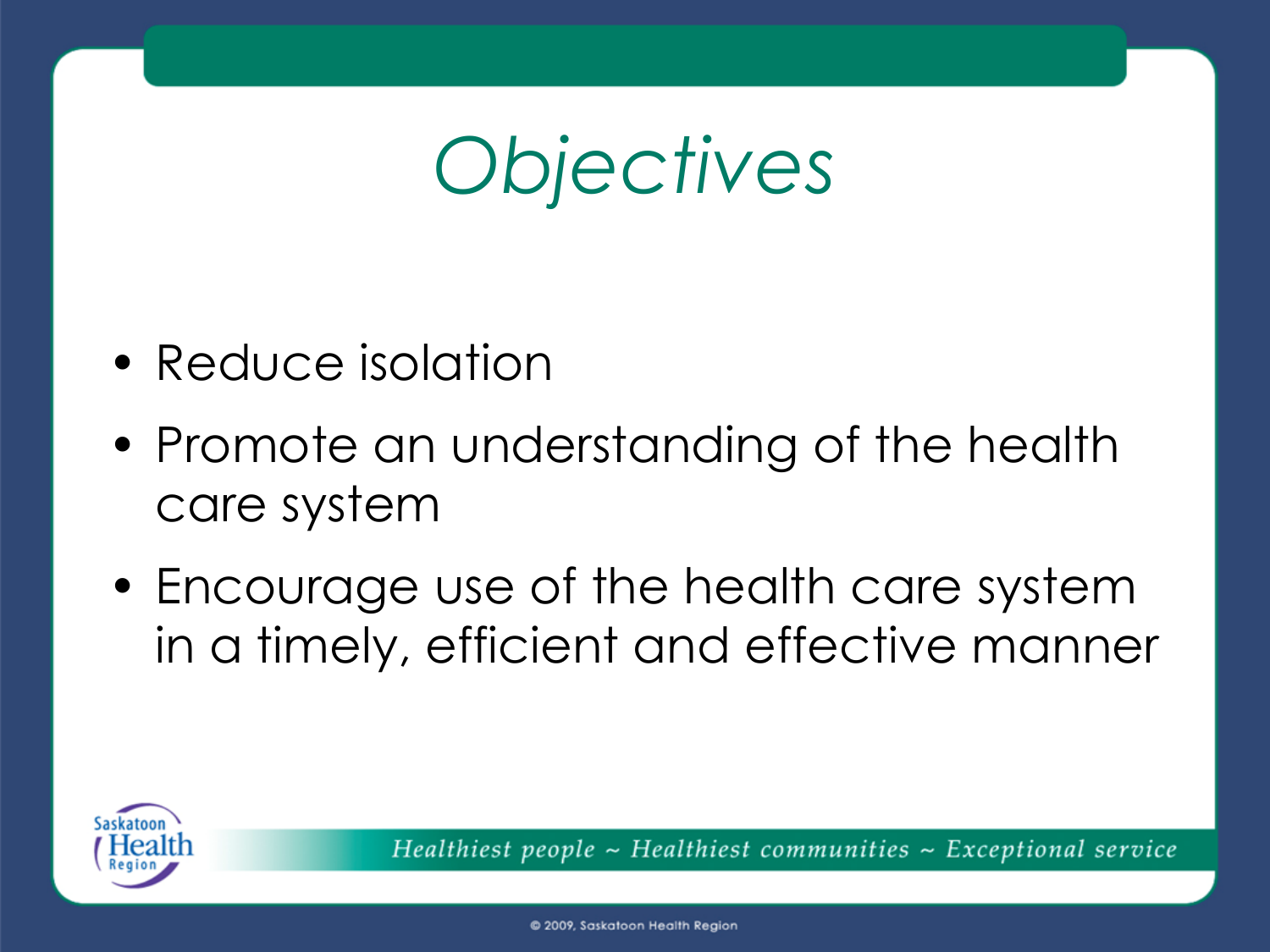# Objectives

- Reduce isolation
- Promote an understanding of the health care system
- Encourage use of the health care system in a timely, efficient and effective manner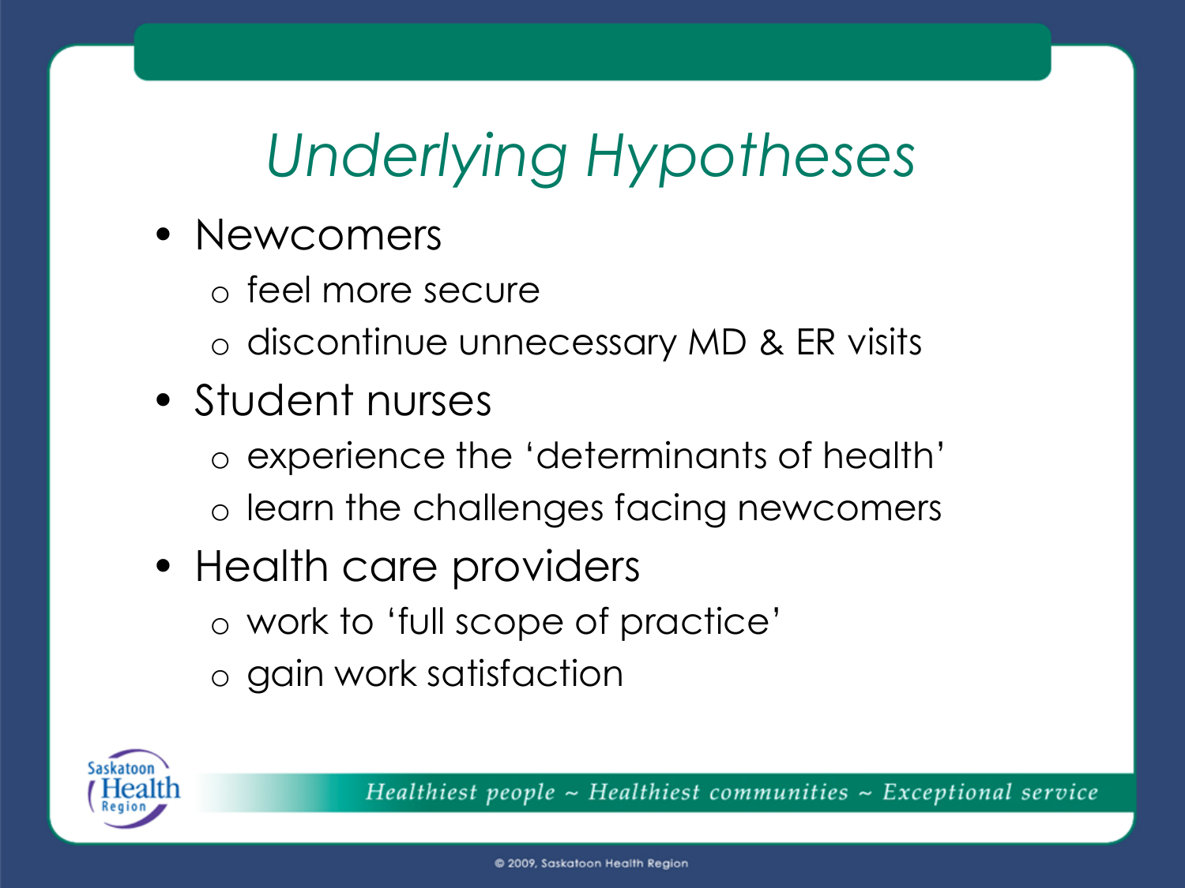# *Underlying Hypotheses*

- Newcomers
  - feel more secure
  - discontinue unnecessary MD & ER visits
- Student nurses
  - experience the 'determinants of health'
  - learn the challenges facing newcomers
- Health care providers
  - work to 'full scope of practice'
  - gain work satisfaction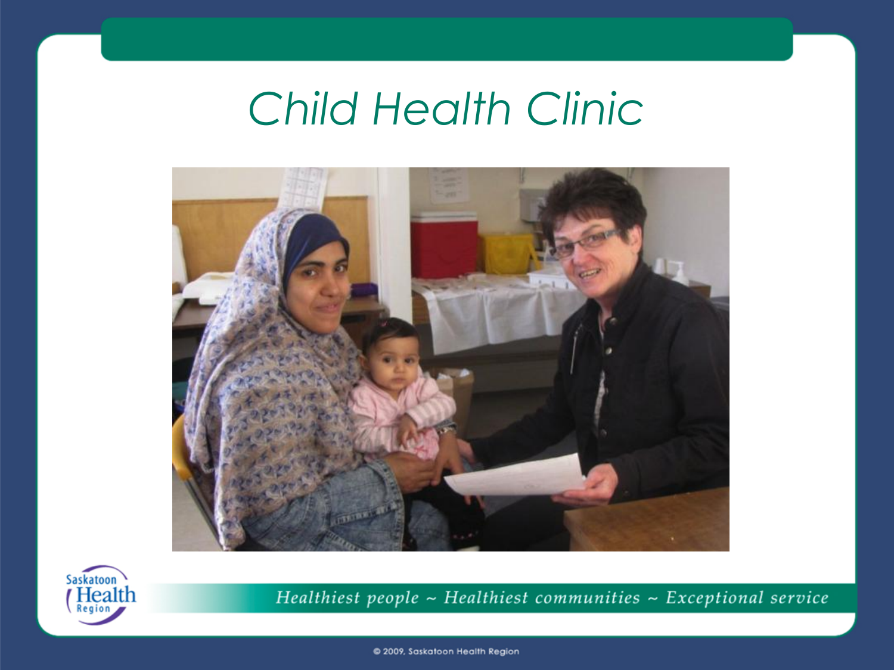# Child Health Clinic

Saskatoon Health Region

*Healthiest people ~ Healthiest communities ~ Exceptional service*

© 2009, Saskatoon Health Region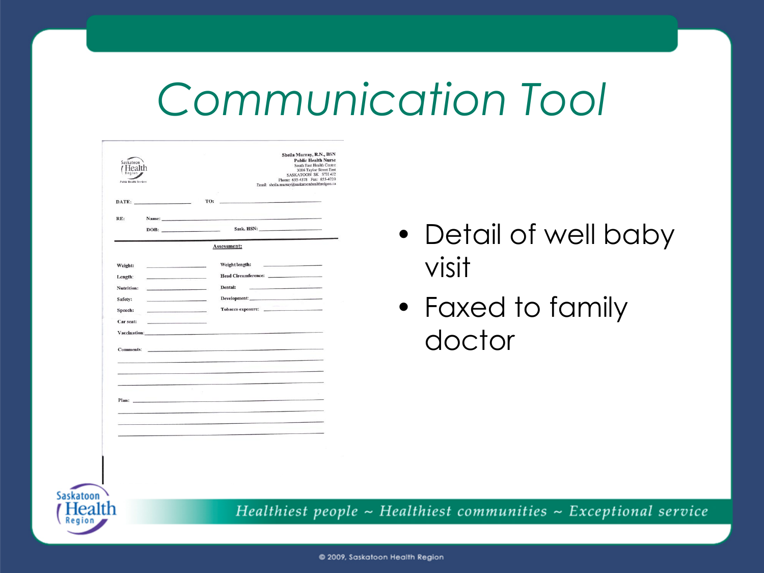# Communication Tool

Sheila Murray, R.N., BSN
Public Health Nurse
South East Health Centre
3006 Taylor Street East
SASKATOON SK S7H 4J2
Phone: 655-4578 Fax: 655-4720
Email: sheila.murray@saskatoonhealthregion.ca

DATE: ____________ TO: ____________

RE: Name: ____________

DOB: ____________ Sask. HSN: ____________

**Assessment:**

Weight: ____________ Weight/length: ____________

Length: ____________ Head Circumference: ____________

Nutrition: ____________ Dental: ____________

Safety: ____________ Development: ____________

Speech: ____________ Tobacco exposure: ____________

Car seat: ____________

Vaccination: ____________

Comments: ____________

Plan: ____________

- Detail of well baby visit
- Faxed to family doctor

*Healthiest people ~ Healthiest communities ~ Exceptional service*

© 2009, Saskatoon Health Region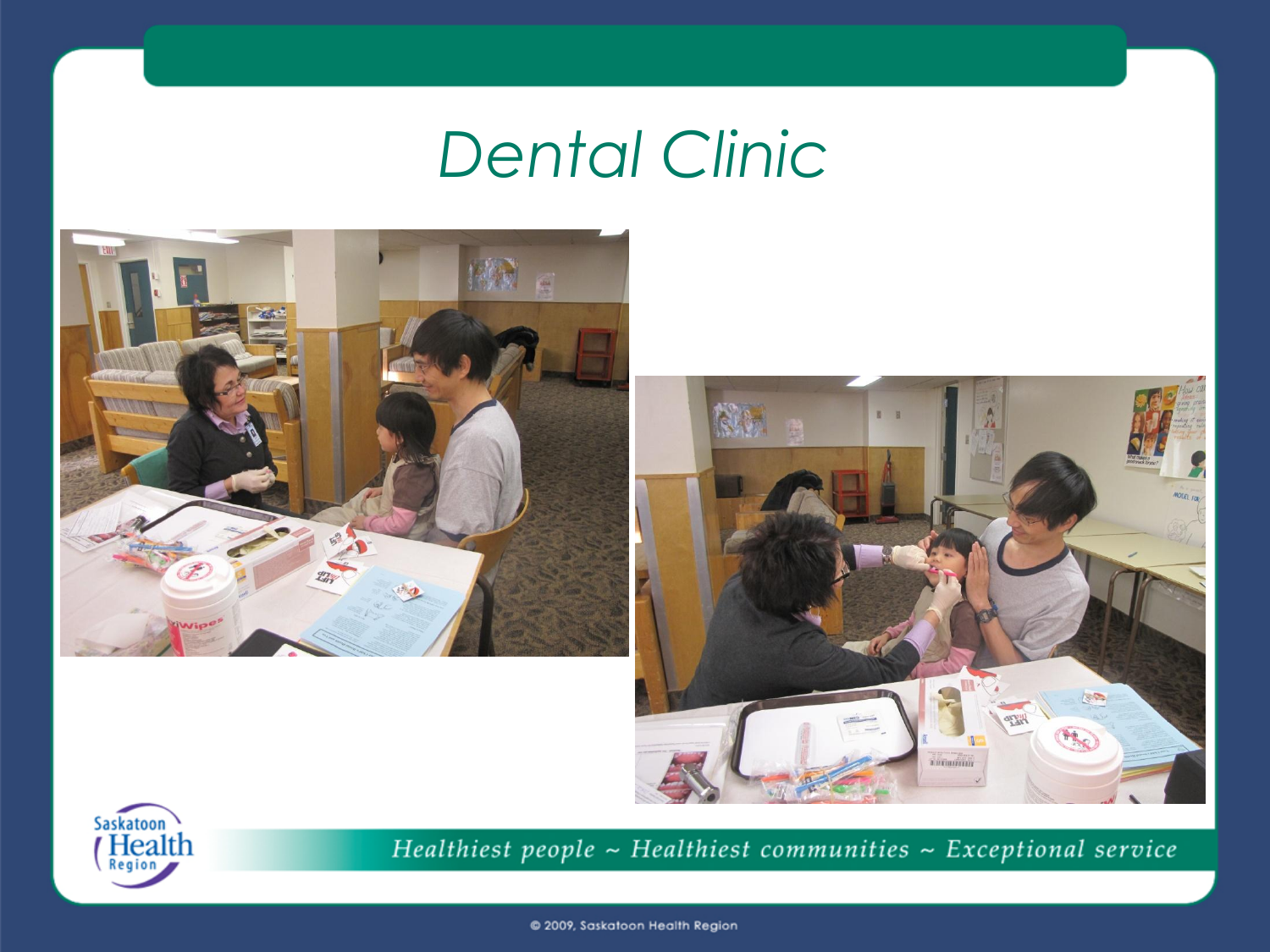# Dental Clinic

*Healthiest people ~ Healthiest communities ~ Exceptional service*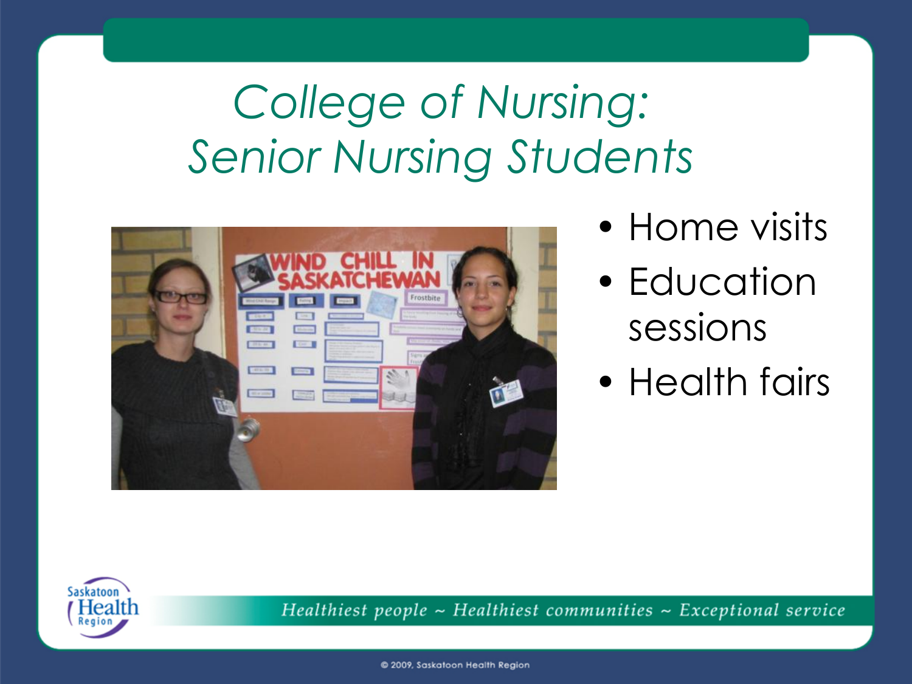# College of Nursing: Senior Nursing Students

- Home visits
- Education sessions
- Health fairs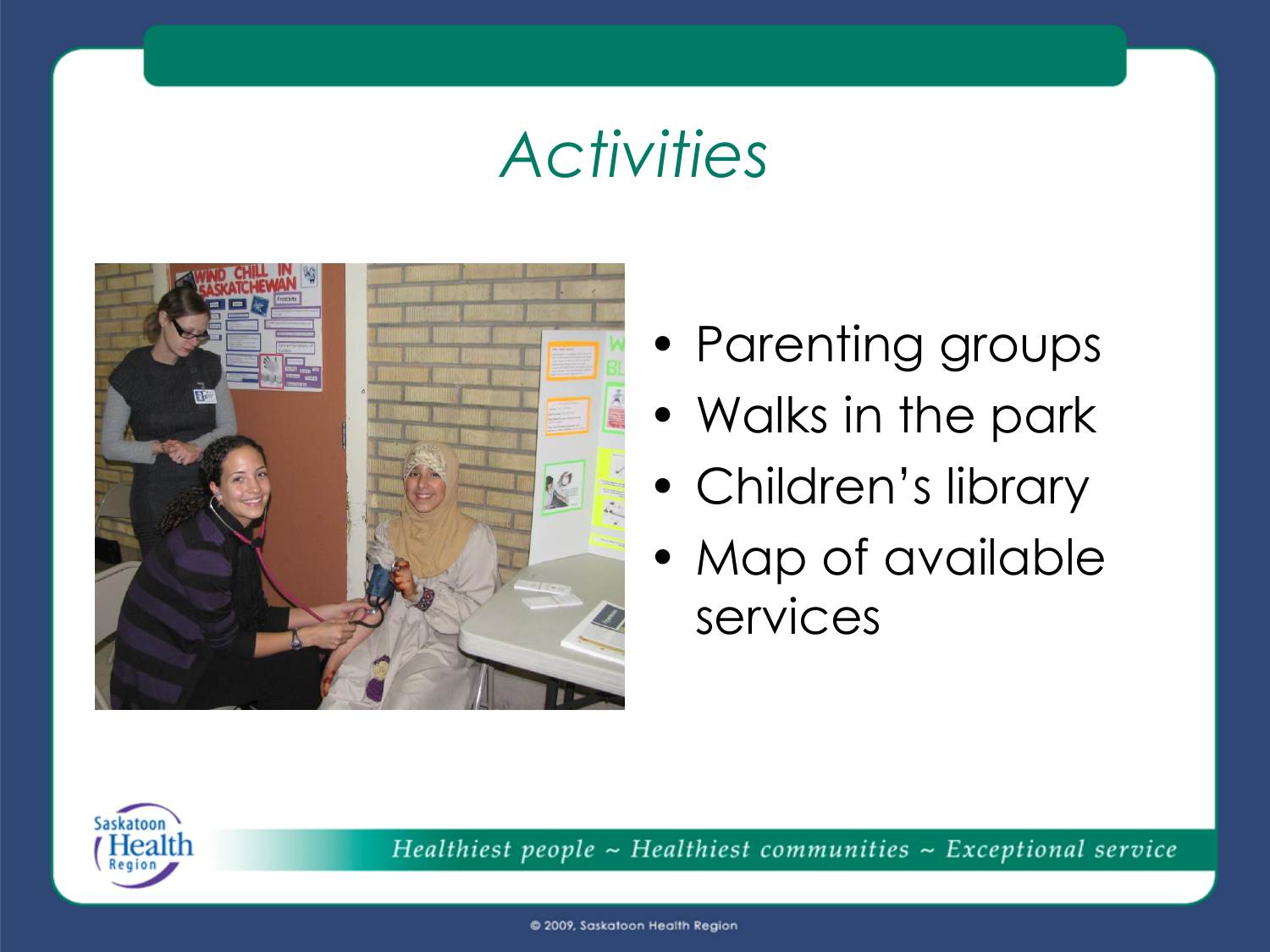# Activities

- Parenting groups
- Walks in the park
- Children's library
- Map of available services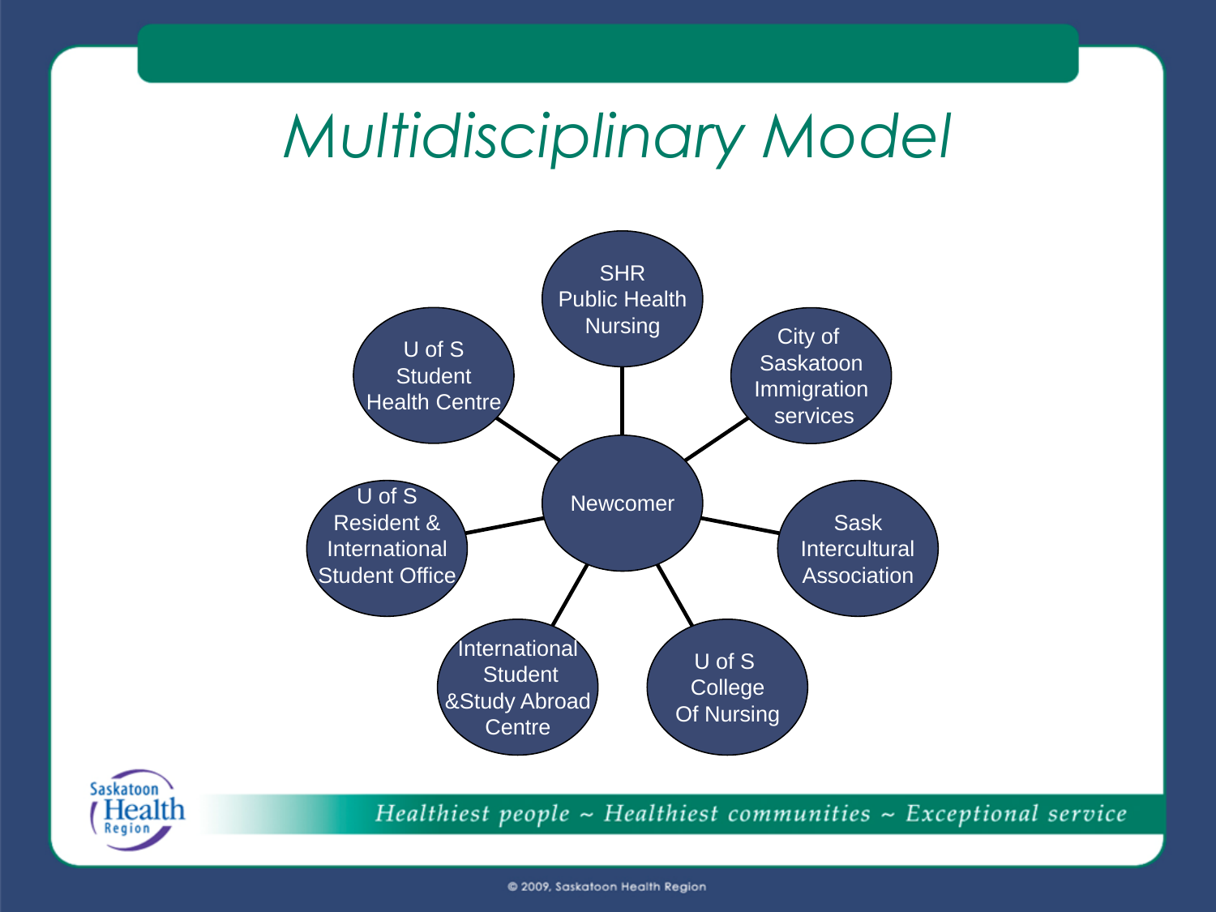# Multidisciplinary Model

- Newcomer
  - SHR Public Health Nursing
  - City of Saskatoon Immigration services
  - Sask Intercultural Association
  - U of S College Of Nursing
  - International Student &Study Abroad Centre
  - U of S Resident & International Student Office
  - U of S Student Health Centre

Saskatoon Health Region

*Healthiest people ~ Healthiest communities ~ Exceptional service*

© 2009, Saskatoon Health Region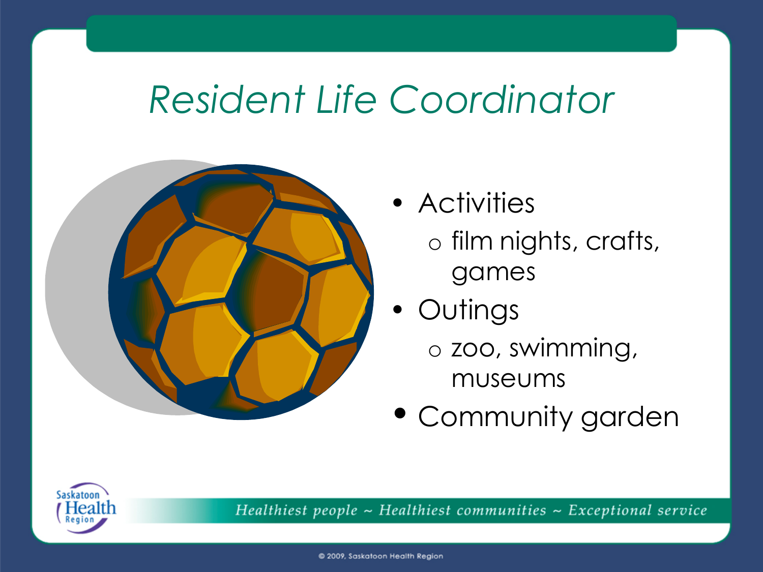# Resident Life Coordinator

- Activities
  - film nights, crafts, games
- Outings
  - zoo, swimming, museums
- Community garden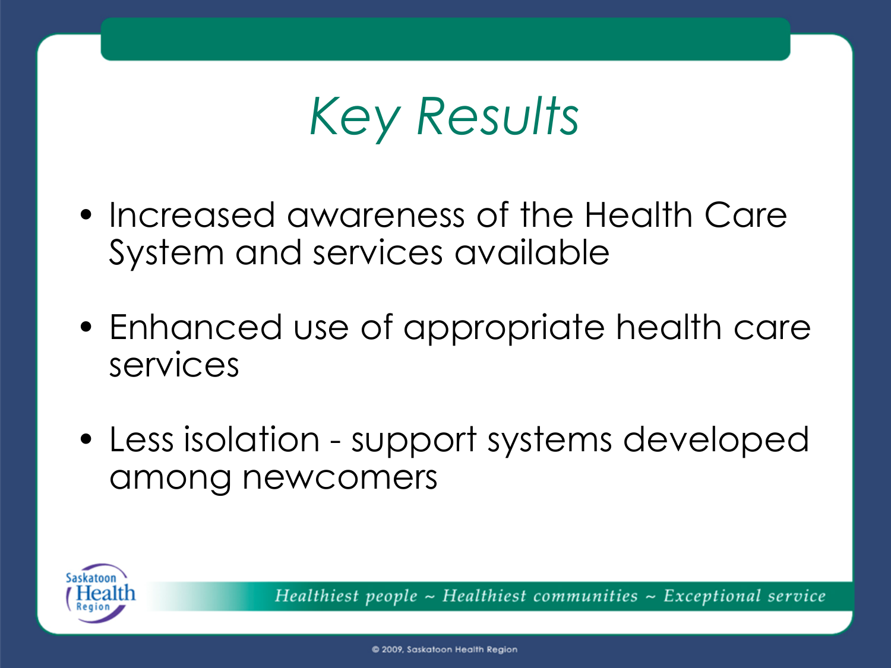# Key Results

- Increased awareness of the Health Care System and services available
- Enhanced use of appropriate health care services
- Less isolation - support systems developed among newcomers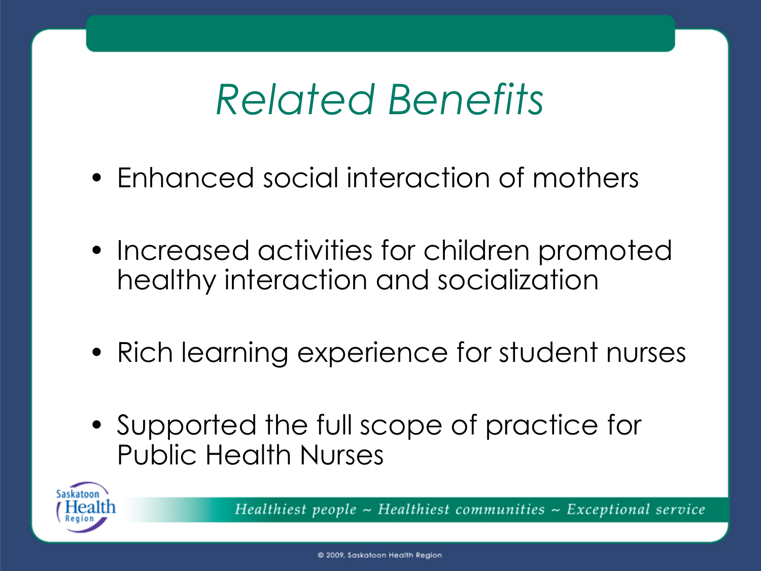# *Related Benefits*

- Enhanced social interaction of mothers
- Increased activities for children promoted healthy interaction and socialization
- Rich learning experience for student nurses
- Supported the full scope of practice for Public Health Nurses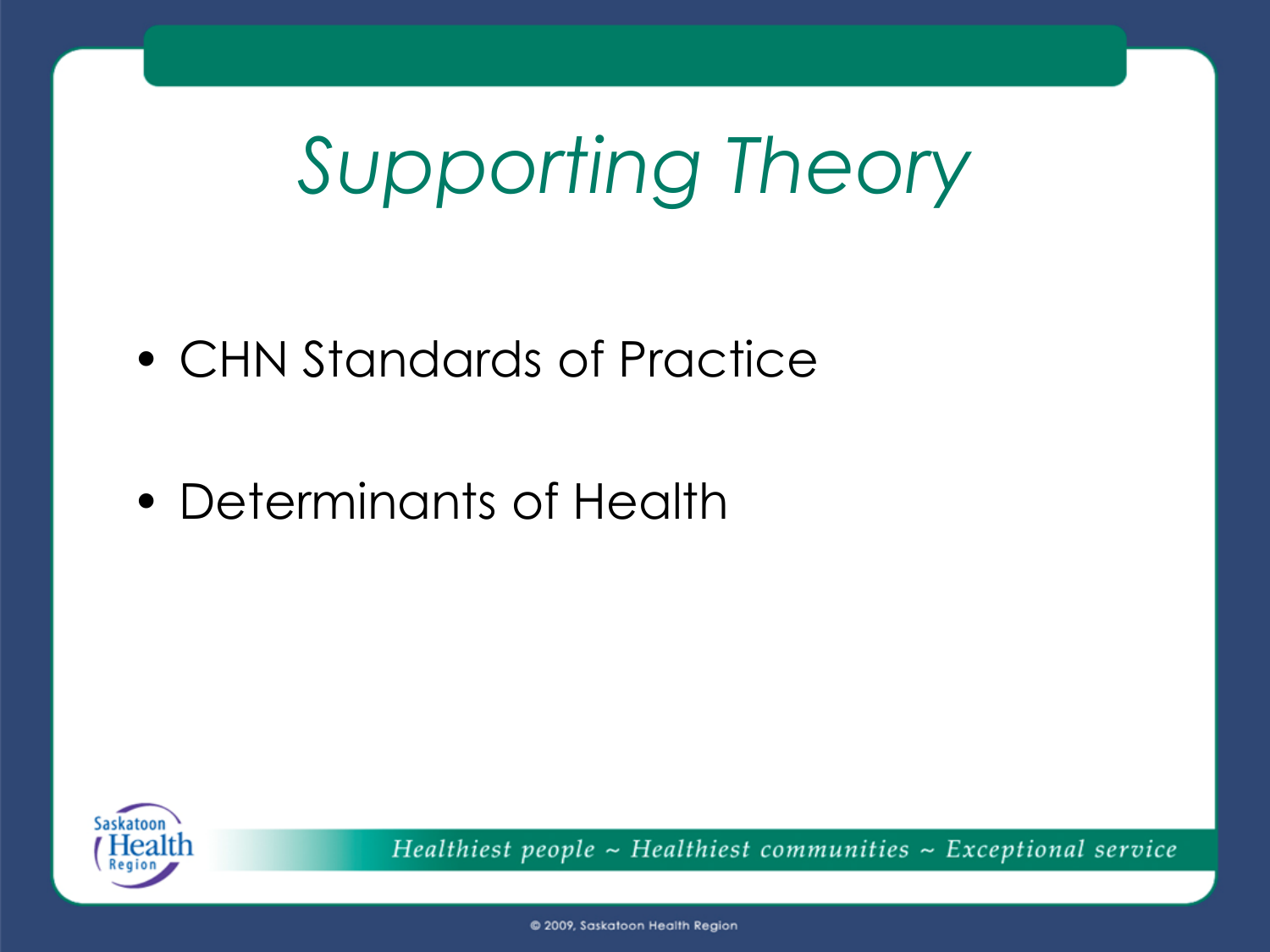# Supporting Theory

- CHN Standards of Practice
- Determinants of Health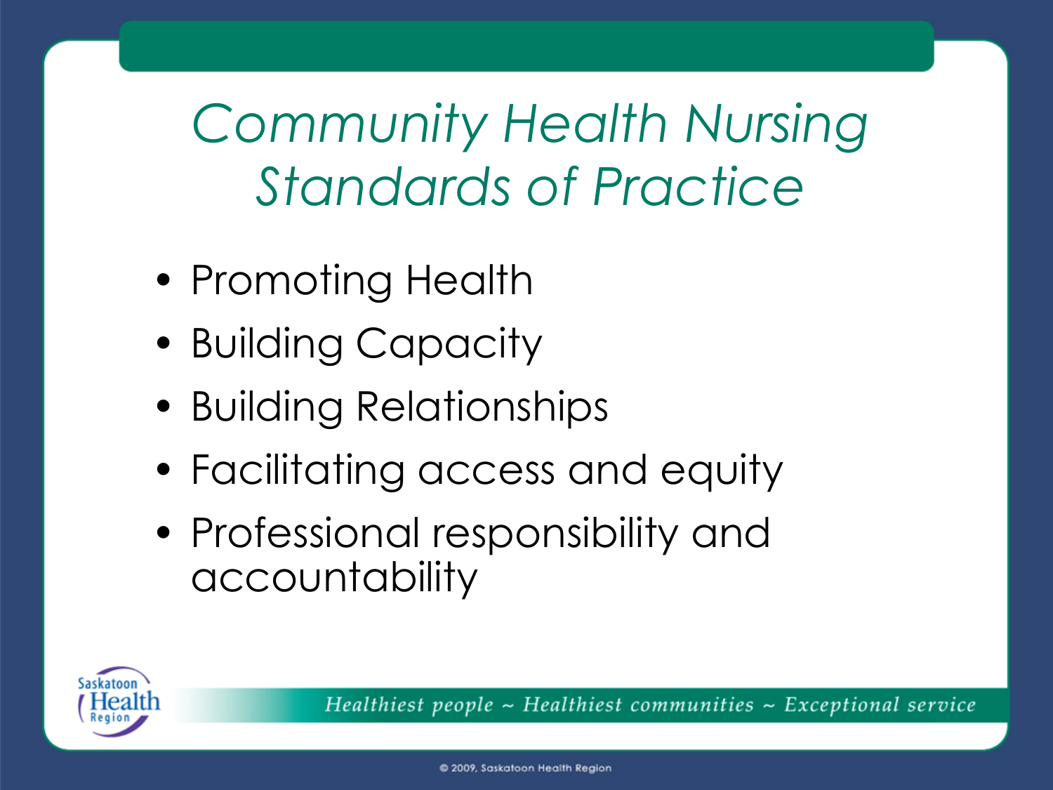# *Community Health Nursing Standards of Practice*

- Promoting Health
- Building Capacity
- Building Relationships
- Facilitating access and equity
- Professional responsibility and accountability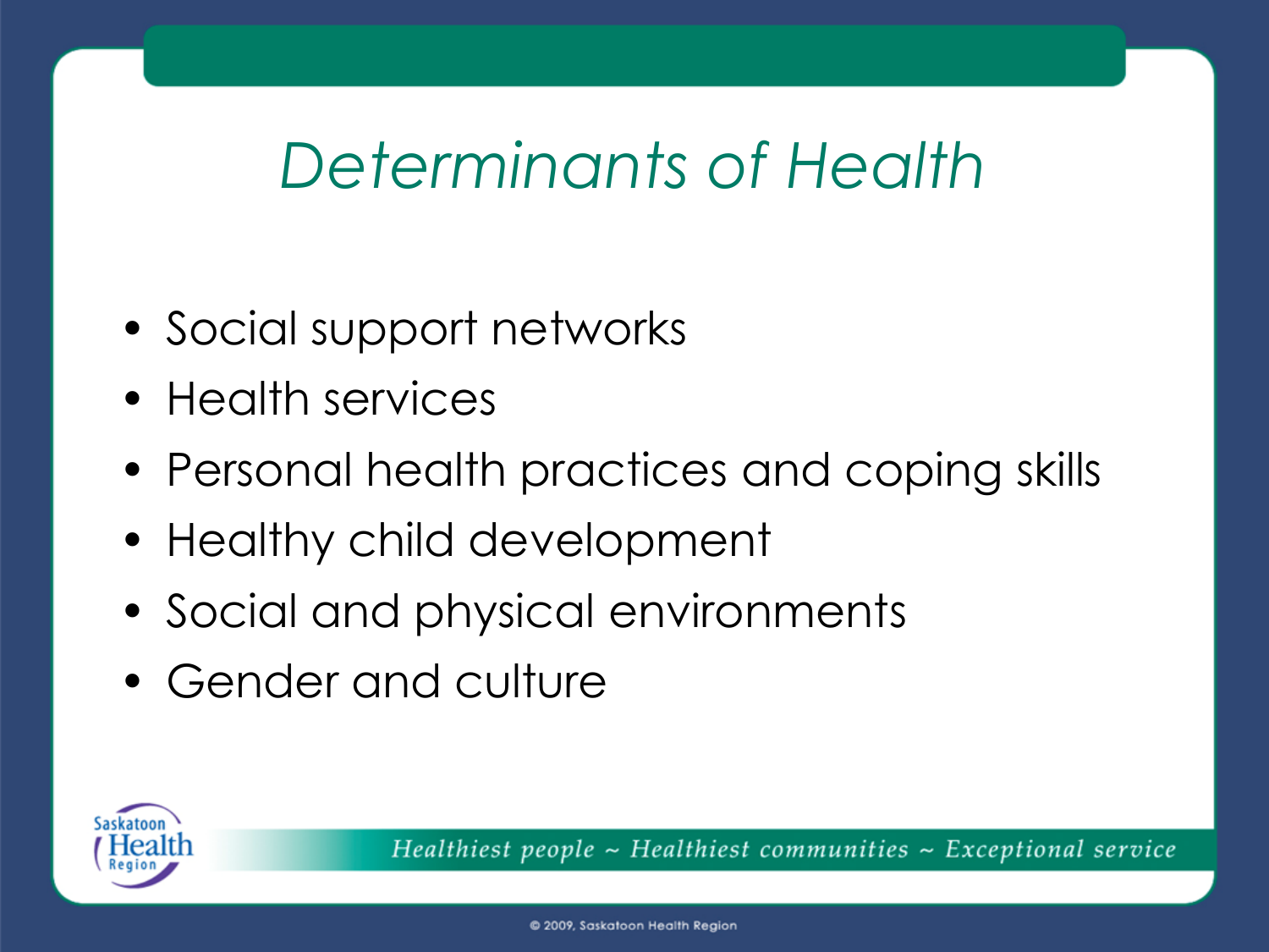# *Determinants of Health*

- Social support networks
- Health services
- Personal health practices and coping skills
- Healthy child development
- Social and physical environments
- Gender and culture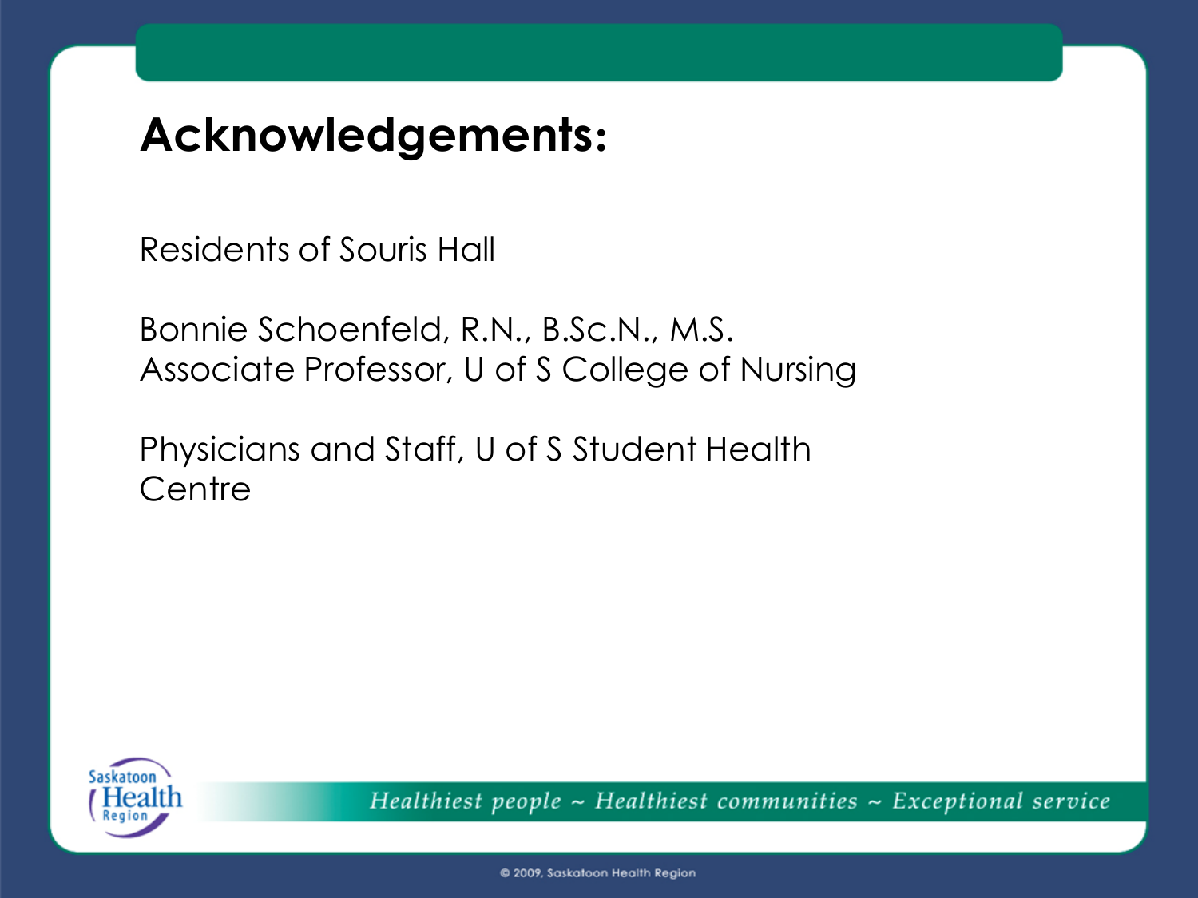# Acknowledgements:

Residents of Souris Hall

Bonnie Schoenfeld, R.N., B.Sc.N., M.S.
Associate Professor, U of S College of Nursing

Physicians and Staff, U of S Student Health Centre